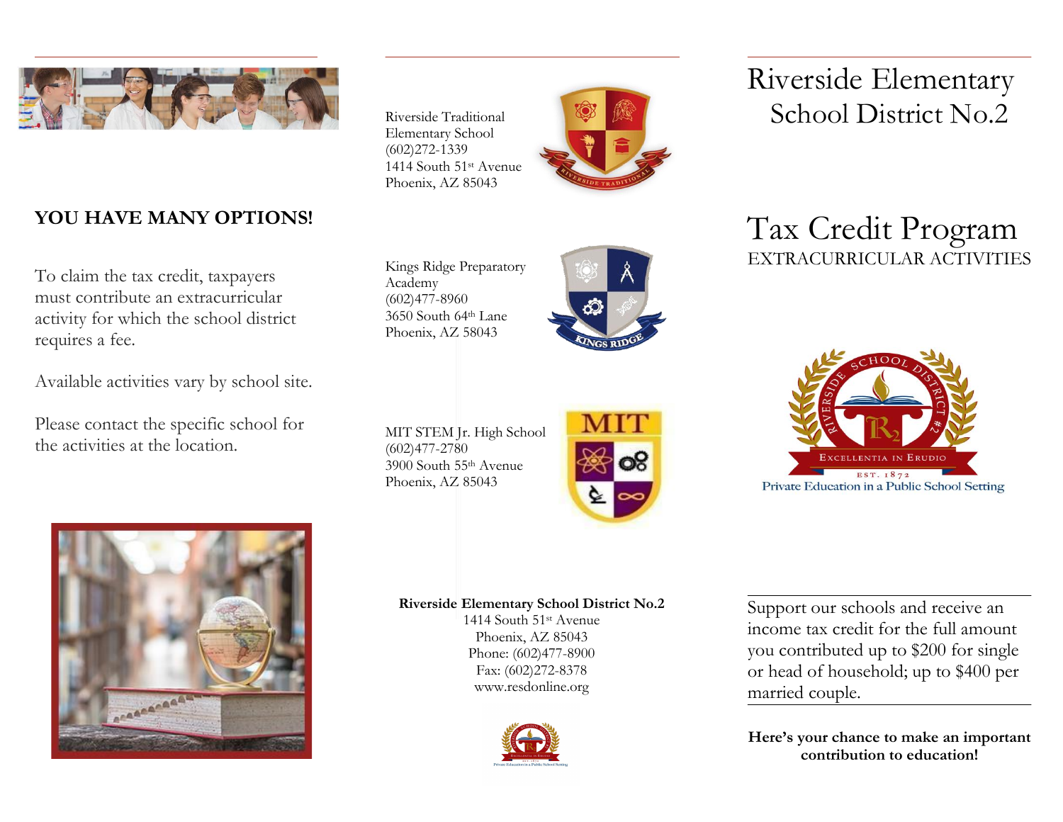# Riverside Elementary School District No.2

## Tax Credit Program

### EXTRACURRICULAR ACTIVITIES

Private Education in a Public School Setting

Support our schools and receive an income tax credit for the full amount you contributed up to $200 for single or head of household; up to $400 per married couple.

**Here's your chance to make an important contribution to education!**

## YOU HAVE MANY OPTIONS!

To claim the tax credit, taxpayers must contribute an extracurricular activity for which the school district requires a fee.

Available activities vary by school site.

Please contact the specific school for the activities at the location.

Riverside Traditional Elementary School
(602)272-1339
1414 South 51st Avenue
Phoenix, AZ 85043

Kings Ridge Preparatory Academy
(602)477-8960
3650 South 64th Lane
Phoenix, AZ 58043

MIT STEM Jr. High School
(602)477-2780
3900 South 55th Avenue
Phoenix, AZ 85043

**Riverside Elementary School District No.2**
1414 South 51st Avenue
Phoenix, AZ 85043
Phone: (602)477-8900
Fax: (602)272-8378
www.resdonline.org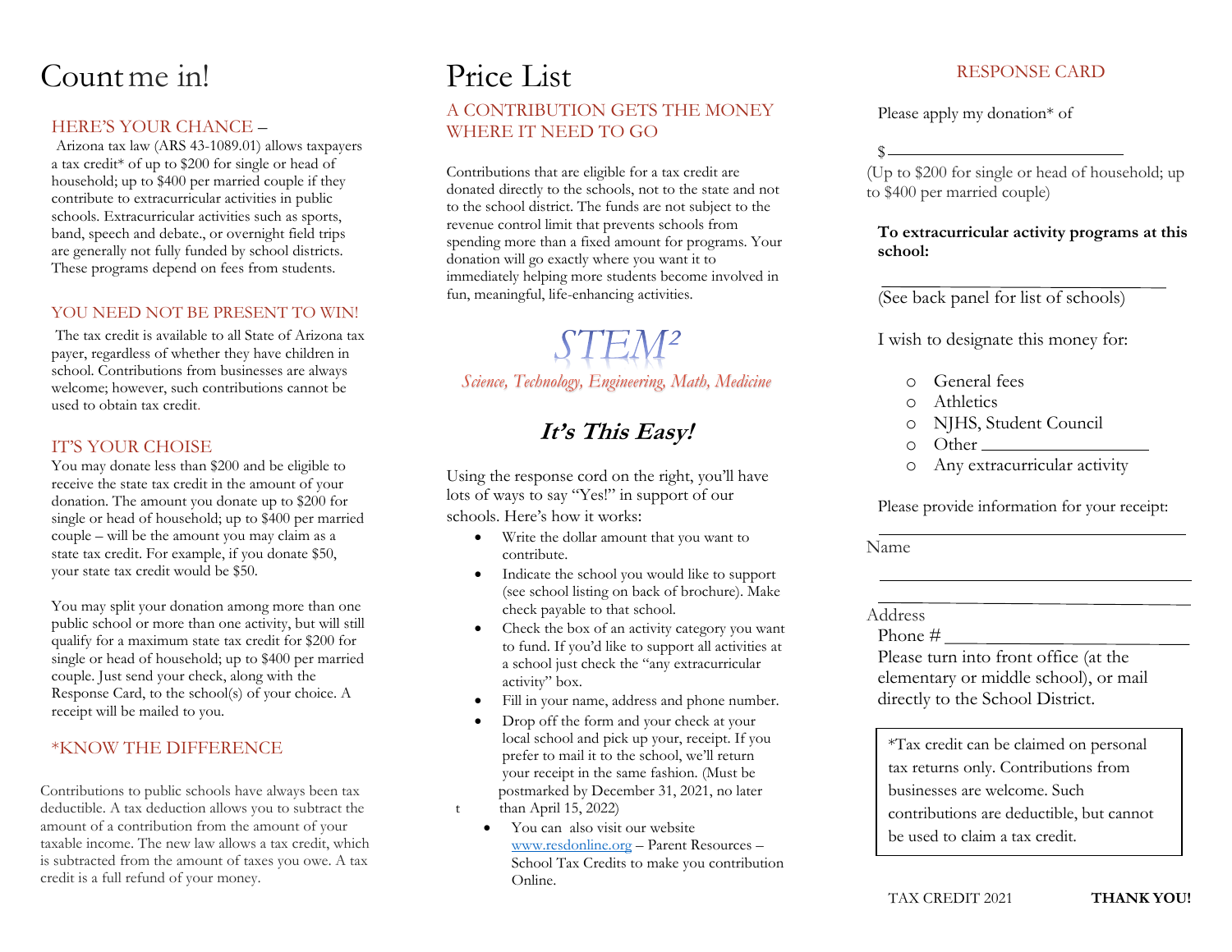# Count me in!

## HERE'S YOUR CHANCE –

Arizona tax law (ARS 43-1089.01) allows taxpayers a tax credit* of up to $200 for single or head of household; up to $400 per married couple if they contribute to extracurricular activities in public schools. Extracurricular activities such as sports, band, speech and debate., or overnight field trips are generally not fully funded by school districts. These programs depend on fees from students.

## YOU NEED NOT BE PRESENT TO WIN!

The tax credit is available to all State of Arizona tax payer, regardless of whether they have children in school. Contributions from businesses are always welcome; however, such contributions cannot be used to obtain tax credit.

## IT'S YOUR CHOISE

You may donate less than $200 and be eligible to receive the state tax credit in the amount of your donation. The amount you donate up to $200 for single or head of household; up to $400 per married couple – will be the amount you may claim as a state tax credit. For example, if you donate $50, your state tax credit would be $50.

You may split your donation among more than one public school or more than one activity, but will still qualify for a maximum state tax credit for $200 for single or head of household; up to $400 per married couple. Just send your check, along with the Response Card, to the school(s) of your choice. A receipt will be mailed to you.

## *KNOW THE DIFFERENCE

Contributions to public schools have always been tax deductible. A tax deduction allows you to subtract the amount of a contribution from the amount of your taxable income. The new law allows a tax credit, which is subtracted from the amount of taxes you owe. A tax credit is a full refund of your money.

# Price List

## A CONTRIBUTION GETS THE MONEY WHERE IT NEED TO GO

Contributions that are eligible for a tax credit are donated directly to the schools, not to the state and not to the school district. The funds are not subject to the revenue control limit that prevents schools from spending more than a fixed amount for programs. Your donation will go exactly where you want it to immediately helping more students become involved in fun, meaningful, life-enhancing activities.

STEM²

*Science, Technology, Engineering, Math, Medicine*

## *It's This Easy!*

Using the response cord on the right, you'll have lots of ways to say "Yes!" in support of our schools. Here's how it works:

- Write the dollar amount that you want to contribute.
- Indicate the school you would like to support (see school listing on back of brochure). Make check payable to that school.
- Check the box of an activity category you want to fund. If you'd like to support all activities at a school just check the "any extracurricular activity" box.
- Fill in your name, address and phone number.
- Drop off the form and your check at your local school and pick up your, receipt. If you prefer to mail it to the school, we'll return your receipt in the same fashion. (Must be postmarked by December 31, 2021, no later than April 15, 2022)
- You can also visit our website www.resdonline.org – Parent Resources – School Tax Credits to make you contribution Online.

## RESPONSE CARD

Please apply my donation* of

$ ____________________

(Up to $200 for single or head of household; up to $400 per married couple)

**To extracurricular activity programs at this school:**

____________________

(See back panel for list of schools)

I wish to designate this money for:

- ○ General fees
- ○ Athletics
- ○ NJHS, Student Council
- ○ Other ____________________
- ○ Any extracurricular activity

Please provide information for your receipt:

____________________

Name

____________________

____________________

Address

Phone # ____________________

Please turn into front office (at the elementary or middle school), or mail directly to the School District.

> *Tax credit can be claimed on personal tax returns only. Contributions from businesses are welcome. Such contributions are deductible, but cannot be used to claim a tax credit.

TAX CREDIT 2021 **THANK YOU!**